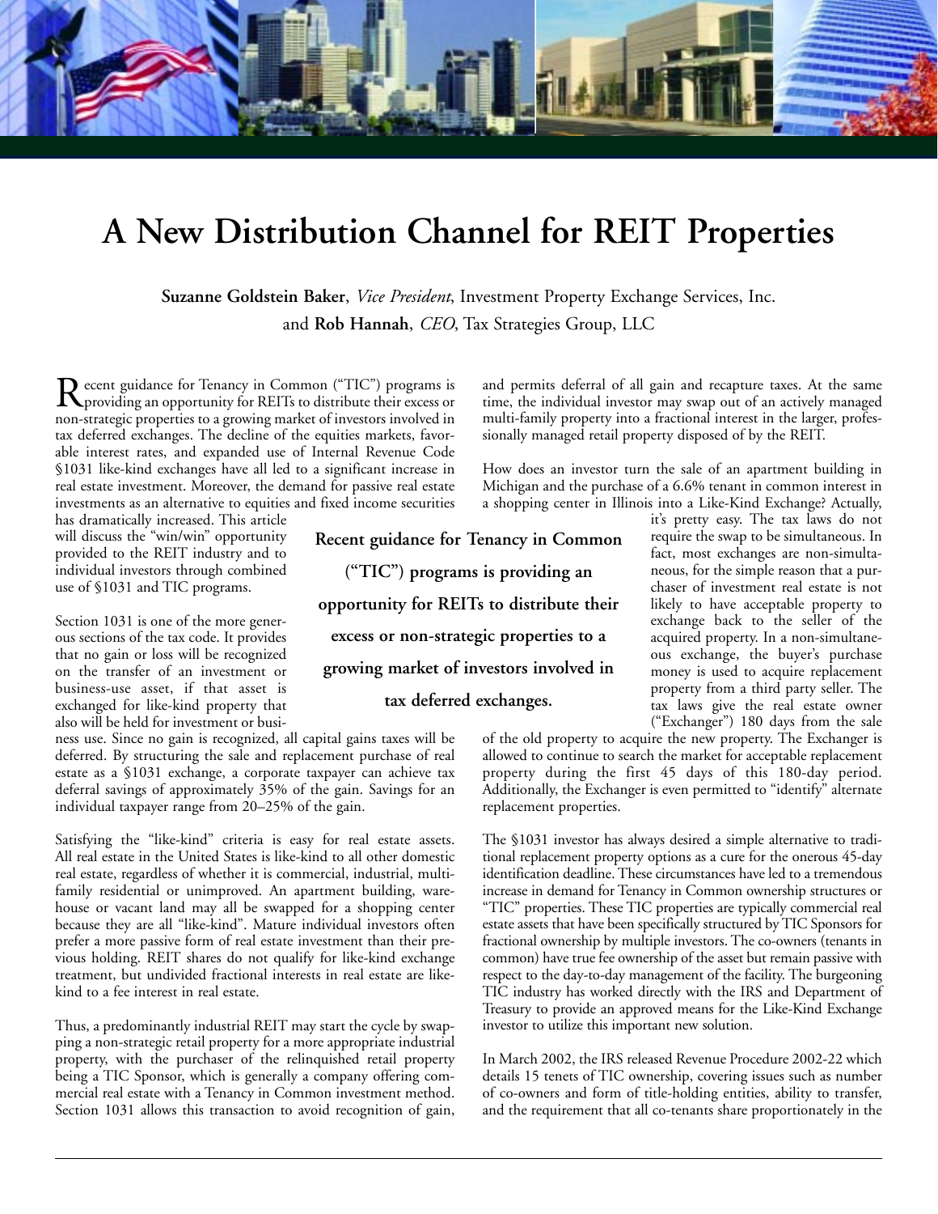# A New Distribution Channel for REIT Properties

**Suzanne Goldstein Baker**, *Vice President*, Investment Property Exchange Services, Inc. and **Rob Hannah**, *CEO*, Tax Strategies Group, LLC

Recent guidance for Tenancy in Common ("TIC") programs is providing an opportunity for REITs to distribute their excess or non-strategic properties to a growing market of investors involved in tax deferred exchanges. The decline of the equities markets, favorable interest rates, and expanded use of Internal Revenue Code §1031 like-kind exchanges have all led to a significant increase in real estate investment. Moreover, the demand for passive real estate investments as an alternative to equities and fixed income securities has dramatically increased. This article will discuss the "win/win" opportunity provided to the REIT industry and to individual investors through combined use of §1031 and TIC programs.

**Recent guidance for Tenancy in Common ("TIC") programs is providing an opportunity for REITs to distribute their excess or non-strategic properties to a growing market of investors involved in tax deferred exchanges.**

Section 1031 is one of the more generous sections of the tax code. It provides that no gain or loss will be recognized on the transfer of an investment or business-use asset, if that asset is exchanged for like-kind property that also will be held for investment or business use. Since no gain is recognized, all capital gains taxes will be deferred. By structuring the sale and replacement purchase of real estate as a §1031 exchange, a corporate taxpayer can achieve tax deferral savings of approximately 35% of the gain. Savings for an individual taxpayer range from 20–25% of the gain.

Satisfying the "like-kind" criteria is easy for real estate assets. All real estate in the United States is like-kind to all other domestic real estate, regardless of whether it is commercial, industrial, multifamily residential or unimproved. An apartment building, warehouse or vacant land may all be swapped for a shopping center because they are all "like-kind". Mature individual investors often prefer a more passive form of real estate investment than their previous holding. REIT shares do not qualify for like-kind exchange treatment, but undivided fractional interests in real estate are like-kind to a fee interest in real estate.

Thus, a predominantly industrial REIT may start the cycle by swapping a non-strategic retail property for a more appropriate industrial property, with the purchaser of the relinquished retail property being a TIC Sponsor, which is generally a company offering commercial real estate with a Tenancy in Common investment method. Section 1031 allows this transaction to avoid recognition of gain, and permits deferral of all gain and recapture taxes. At the same time, the individual investor may swap out of an actively managed multi-family property into a fractional interest in the larger, professionally managed retail property disposed of by the REIT.

How does an investor turn the sale of an apartment building in Michigan and the purchase of a 6.6% tenant in common interest in a shopping center in Illinois into a Like-Kind Exchange? Actually, it's pretty easy. The tax laws do not require the swap to be simultaneous. In fact, most exchanges are non-simultaneous, for the simple reason that a purchaser of investment real estate is not likely to have acceptable property to exchange back to the seller of the acquired property. In a non-simultaneous exchange, the buyer's purchase money is used to acquire replacement property from a third party seller. The tax laws give the real estate owner ("Exchanger") 180 days from the sale of the old property to acquire the new property. The Exchanger is allowed to continue to search the market for acceptable replacement property during the first 45 days of this 180-day period. Additionally, the Exchanger is even permitted to "identify" alternate replacement properties.

The §1031 investor has always desired a simple alternative to traditional replacement property options as a cure for the onerous 45-day identification deadline. These circumstances have led to a tremendous increase in demand for Tenancy in Common ownership structures or "TIC" properties. These TIC properties are typically commercial real estate assets that have been specifically structured by TIC Sponsors for fractional ownership by multiple investors. The co-owners (tenants in common) have true fee ownership of the asset but remain passive with respect to the day-to-day management of the facility. The burgeoning TIC industry has worked directly with the IRS and Department of Treasury to provide an approved means for the Like-Kind Exchange investor to utilize this important new solution.

In March 2002, the IRS released Revenue Procedure 2002-22 which details 15 tenets of TIC ownership, covering issues such as number of co-owners and form of title-holding entities, ability to transfer, and the requirement that all co-tenants share proportionately in the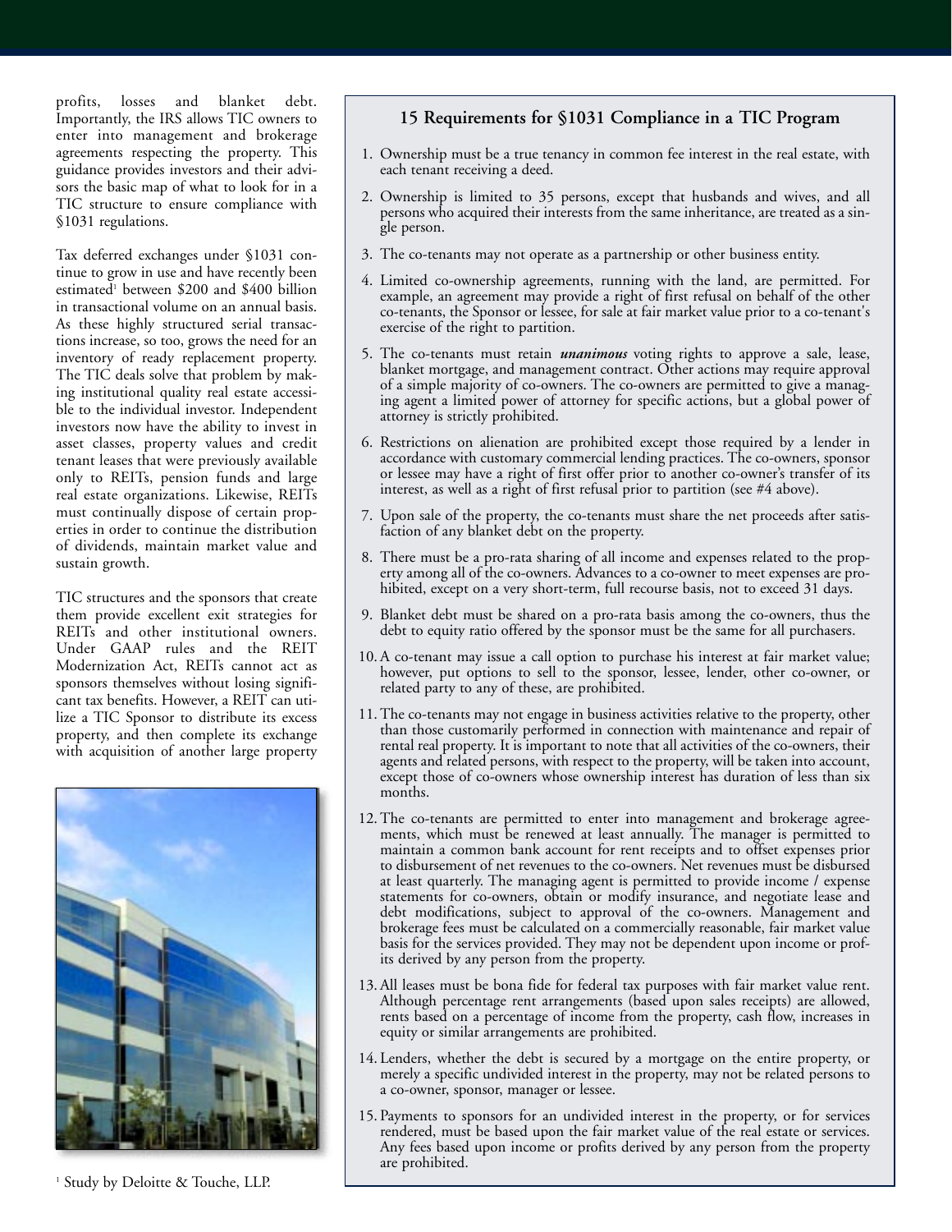profits, losses and blanket debt. Importantly, the IRS allows TIC owners to enter into management and brokerage agreements respecting the property. This guidance provides investors and their advisors the basic map of what to look for in a TIC structure to ensure compliance with §1031 regulations.

Tax deferred exchanges under §1031 continue to grow in use and have recently been estimated[1] between $200 and $400 billion in transactional volume on an annual basis. As these highly structured serial transactions increase, so too, grows the need for an inventory of ready replacement property. The TIC deals solve that problem by making institutional quality real estate accessible to the individual investor. Independent investors now have the ability to invest in asset classes, property values and credit tenant leases that were previously available only to REITs, pension funds and large real estate organizations. Likewise, REITs must continually dispose of certain properties in order to continue the distribution of dividends, maintain market value and sustain growth.

TIC structures and the sponsors that create them provide excellent exit strategies for REITs and other institutional owners. Under GAAP rules and the REIT Modernization Act, REITs cannot act as sponsors themselves without losing significant tax benefits. However, a REIT can utilize a TIC Sponsor to distribute its excess property, and then complete its exchange with acquisition of another large property

[1] Study by Deloitte & Touche, LLP.

## 15 Requirements for §1031 Compliance in a TIC Program

1. Ownership must be a true tenancy in common fee interest in the real estate, with each tenant receiving a deed.
2. Ownership is limited to 35 persons, except that husbands and wives, and all persons who acquired their interests from the same inheritance, are treated as a single person.
3. The co-tenants may not operate as a partnership or other business entity.
4. Limited co-ownership agreements, running with the land, are permitted. For example, an agreement may provide a right of first refusal on behalf of the other co-tenants, the Sponsor or lessee, for sale at fair market value prior to a co-tenant's exercise of the right to partition.
5. The co-tenants must retain ***unanimous*** voting rights to approve a sale, lease, blanket mortgage, and management contract. Other actions may require approval of a simple majority of co-owners. The co-owners are permitted to give a managing agent a limited power of attorney for specific actions, but a global power of attorney is strictly prohibited.
6. Restrictions on alienation are prohibited except those required by a lender in accordance with customary commercial lending practices. The co-owners, sponsor or lessee may have a right of first offer prior to another co-owner's transfer of its interest, as well as a right of first refusal prior to partition (see #4 above).
7. Upon sale of the property, the co-tenants must share the net proceeds after satisfaction of any blanket debt on the property.
8. There must be a pro-rata sharing of all income and expenses related to the property among all of the co-owners. Advances to a co-owner to meet expenses are prohibited, except on a very short-term, full recourse basis, not to exceed 31 days.
9. Blanket debt must be shared on a pro-rata basis among the co-owners, thus the debt to equity ratio offered by the sponsor must be the same for all purchasers.
10. A co-tenant may issue a call option to purchase his interest at fair market value; however, put options to sell to the sponsor, lessee, lender, other co-owner, or related party to any of these, are prohibited.
11. The co-tenants may not engage in business activities relative to the property, other than those customarily performed in connection with maintenance and repair of rental real property. It is important to note that all activities of the co-owners, their agents and related persons, with respect to the property, will be taken into account, except those of co-owners whose ownership interest has duration of less than six months.
12. The co-tenants are permitted to enter into management and brokerage agreements, which must be renewed at least annually. The manager is permitted to maintain a common bank account for rent receipts and to offset expenses prior to disbursement of net revenues to the co-owners. Net revenues must be disbursed at least quarterly. The managing agent is permitted to provide income / expense statements for co-owners, obtain or modify insurance, and negotiate lease and debt modifications, subject to approval of the co-owners. Management and brokerage fees must be calculated on a commercially reasonable, fair market value basis for the services provided. They may not be dependent upon income or profits derived by any person from the property.
13. All leases must be bona fide for federal tax purposes with fair market value rent. Although percentage rent arrangements (based upon sales receipts) are allowed, rents based on a percentage of income from the property, cash flow, increases in equity or similar arrangements are prohibited.
14. Lenders, whether the debt is secured by a mortgage on the entire property, or merely a specific undivided interest in the property, may not be related persons to a co-owner, sponsor, manager or lessee.
15. Payments to sponsors for an undivided interest in the property, or for services rendered, must be based upon the fair market value of the real estate or services. Any fees based upon income or profits derived by any person from the property are prohibited.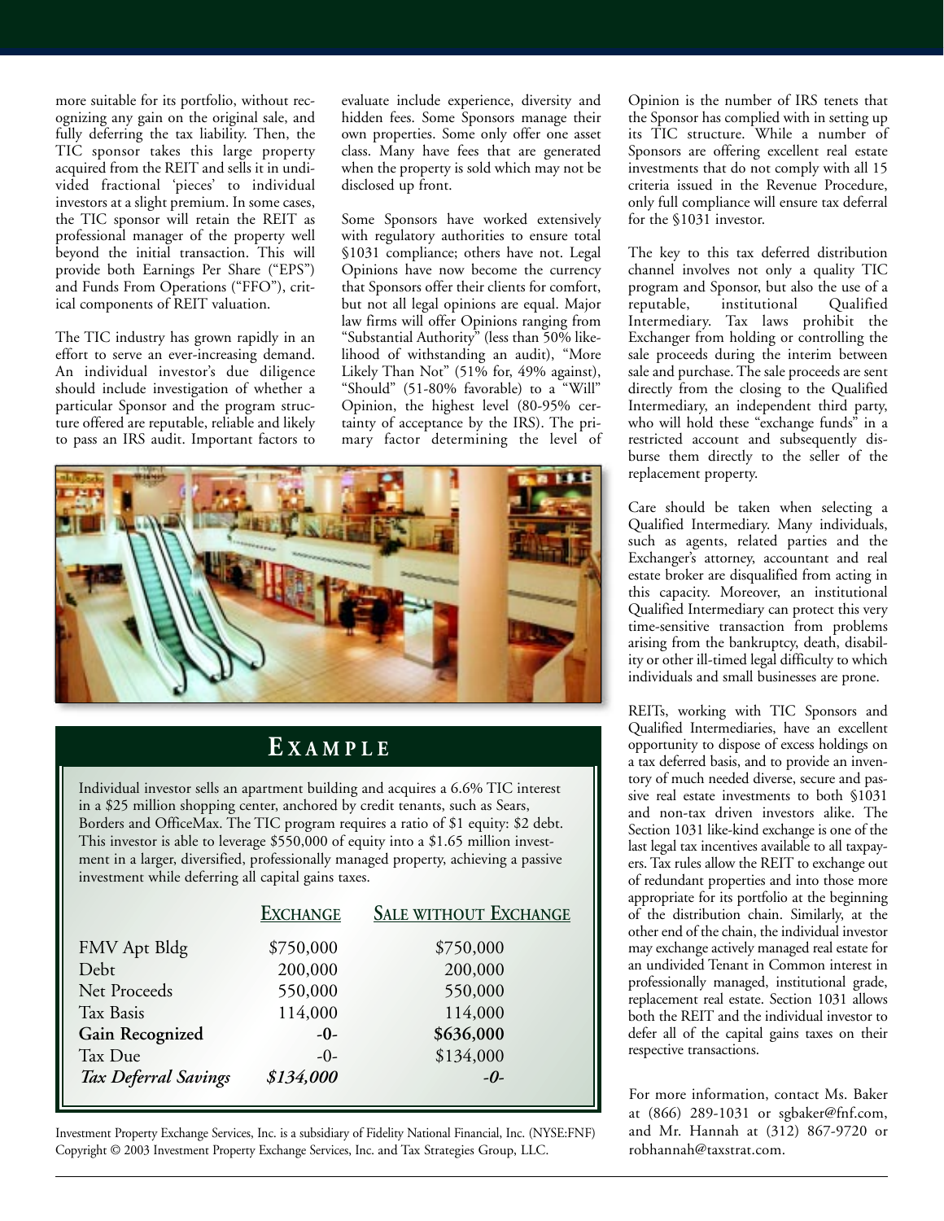more suitable for its portfolio, without recognizing any gain on the original sale, and fully deferring the tax liability. Then, the TIC sponsor takes this large property acquired from the REIT and sells it in undivided fractional 'pieces' to individual investors at a slight premium. In some cases, the TIC sponsor will retain the REIT as professional manager of the property well beyond the initial transaction. This will provide both Earnings Per Share ("EPS") and Funds From Operations ("FFO"), critical components of REIT valuation.

The TIC industry has grown rapidly in an effort to serve an ever-increasing demand. An individual investor's due diligence should include investigation of whether a particular Sponsor and the program structure offered are reputable, reliable and likely to pass an IRS audit. Important factors to evaluate include experience, diversity and hidden fees. Some Sponsors manage their own properties. Some only offer one asset class. Many have fees that are generated when the property is sold which may not be disclosed up front.

Some Sponsors have worked extensively with regulatory authorities to ensure total §1031 compliance; others have not. Legal Opinions have now become the currency that Sponsors offer their clients for comfort, but not all legal opinions are equal. Major law firms will offer Opinions ranging from "Substantial Authority" (less than 50% likelihood of withstanding an audit), "More Likely Than Not" (51% for, 49% against), "Should" (51-80% favorable) to a "Will" Opinion, the highest level (80-95% certainty of acceptance by the IRS). The primary factor determining the level of Opinion is the number of IRS tenets that the Sponsor has complied with in setting up its TIC structure. While a number of Sponsors are offering excellent real estate investments that do not comply with all 15 criteria issued in the Revenue Procedure, only full compliance will ensure tax deferral for the §1031 investor.

The key to this tax deferred distribution channel involves not only a quality TIC program and Sponsor, but also the use of a reputable, institutional Qualified Intermediary. Tax laws prohibit the Exchanger from holding or controlling the sale proceeds during the interim between sale and purchase. The sale proceeds are sent directly from the closing to the Qualified Intermediary, an independent third party, who will hold these "exchange funds" in a restricted account and subsequently disburse them directly to the seller of the replacement property.

Care should be taken when selecting a Qualified Intermediary. Many individuals, such as agents, related parties and the Exchanger's attorney, accountant and real estate broker are disqualified from acting in this capacity. Moreover, an institutional Qualified Intermediary can protect this very time-sensitive transaction from problems arising from the bankruptcy, death, disability or other ill-timed legal difficulty to which individuals and small businesses are prone.

REITs, working with TIC Sponsors and Qualified Intermediaries, have an excellent opportunity to dispose of excess holdings on a tax deferred basis, and to provide an inventory of much needed diverse, secure and passive real estate investments to both §1031 and non-tax driven investors alike. The Section 1031 like-kind exchange is one of the last legal tax incentives available to all taxpayers. Tax rules allow the REIT to exchange out of redundant properties and into those more appropriate for its portfolio at the beginning of the distribution chain. Similarly, at the other end of the chain, the individual investor may exchange actively managed real estate for an undivided Tenant in Common interest in professionally managed, institutional grade, replacement real estate. Section 1031 allows both the REIT and the individual investor to defer all of the capital gains taxes on their respective transactions.

## EXAMPLE

Individual investor sells an apartment building and acquires a 6.6% TIC interest in a $25 million shopping center, anchored by credit tenants, such as Sears, Borders and OfficeMax. The TIC program requires a ratio of $1 equity: $2 debt. This investor is able to leverage $550,000 of equity into a $1.65 million investment in a larger, diversified, professionally managed property, achieving a passive investment while deferring all capital gains taxes.

| | Exchange | Sale without Exchange |
|---|---|---|
| FMV Apt Bldg | $750,000 | $750,000 |
| Debt | 200,000 | 200,000 |
| Net Proceeds | 550,000 | 550,000 |
| Tax Basis | 114,000 | 114,000 |
| **Gain Recognized** | **-0-** | **$636,000** |
| Tax Due | -0- | $134,000 |
| ***Tax Deferral Savings*** | ***$134,000*** | ***-0-*** |

Investment Property Exchange Services, Inc. is a subsidiary of Fidelity National Financial, Inc. (NYSE:FNF)
Copyright © 2003 Investment Property Exchange Services, Inc. and Tax Strategies Group, LLC.

For more information, contact Ms. Baker at (866) 289-1031 or sgbaker@fnf.com, and Mr. Hannah at (312) 867-9720 or robhannah@taxstrat.com.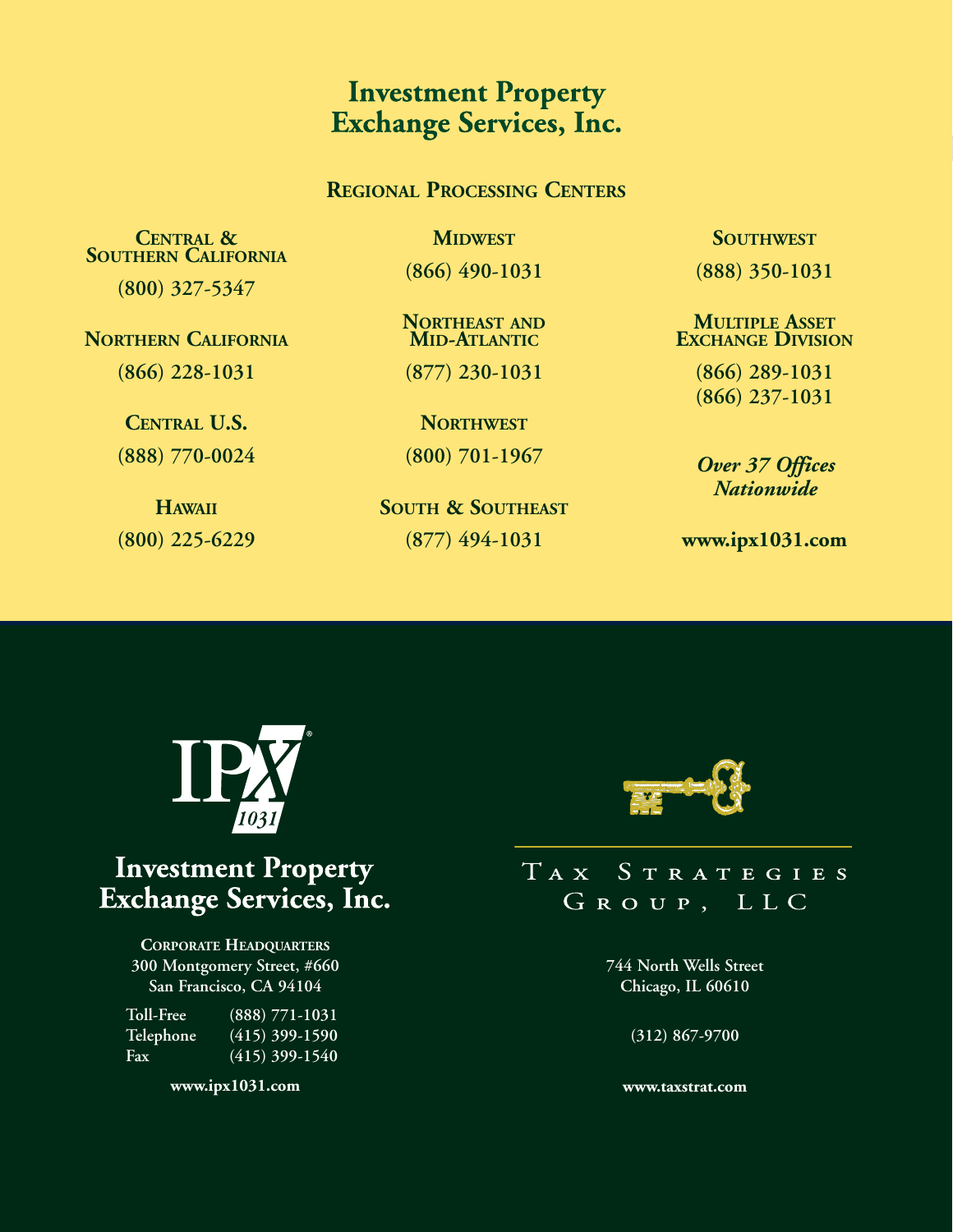# Investment Property Exchange Services, Inc.

## Regional Processing Centers

**Central & Southern California**
(800) 327-5347

**Northern California**
(866) 228-1031

**Central U.S.**
(888) 770-0024

**Hawaii**
(800) 225-6229

**Midwest**
(866) 490-1031

**Northeast and Mid-Atlantic**
(877) 230-1031

**Northwest**
(800) 701-1967

**South & Southeast**
(877) 494-1031

**Southwest**
(888) 350-1031

**Multiple Asset Exchange Division**
(866) 289-1031
(866) 237-1031

***Over 37 Offices Nationwide***

**www.ipx1031.com**

IPX 1031®

## Investment Property Exchange Services, Inc.

**Corporate Headquarters**
300 Montgomery Street, #660
San Francisco, CA 94104

| | |
|---|---|
| Toll-Free | (888) 771-1031 |
| Telephone | (415) 399-1590 |
| Fax | (415) 399-1540 |

www.ipx1031.com

## Tax Strategies Group, LLC

744 North Wells Street
Chicago, IL 60610

(312) 867-9700

www.taxstrat.com